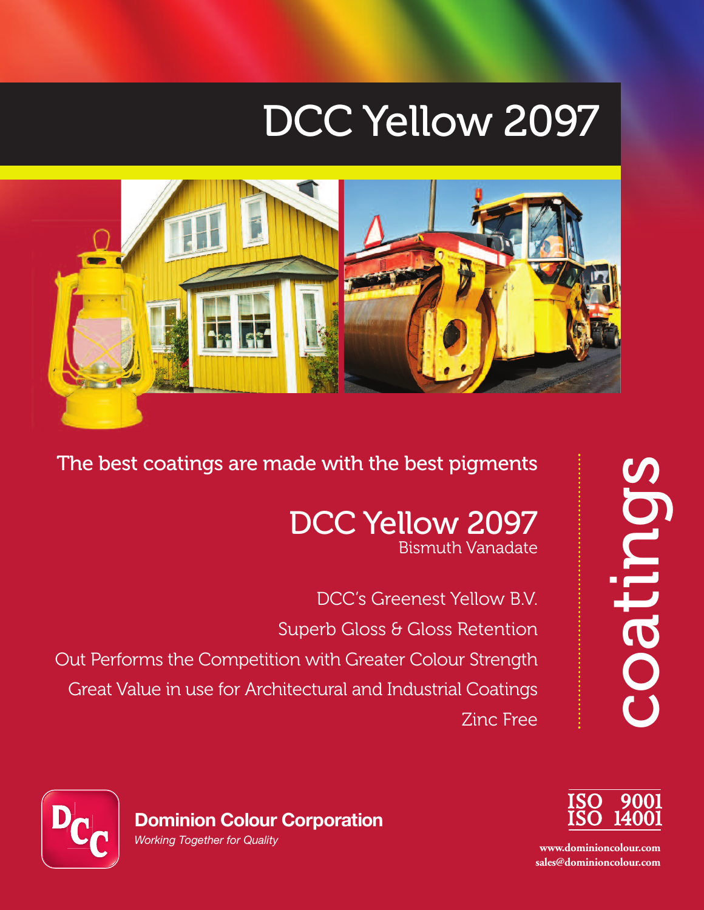# DCC Yellow 2097

The best coatings are made with the best pigments

## DCC Yellow 2097

Bismuth Vanadate

DCC's Greenest Yellow B.V.

Superb Gloss & Gloss Retention

Out Performs the Competition with Greater Colour Strength

Great Value in use for Architectural and Industrial Coatings

Zinc Free

coatings

**Dominion Colour Corporation**

*Working Together for Quality*

ISO 9001
ISO 14001

**www.dominioncolour.com**
**sales@dominioncolour.com**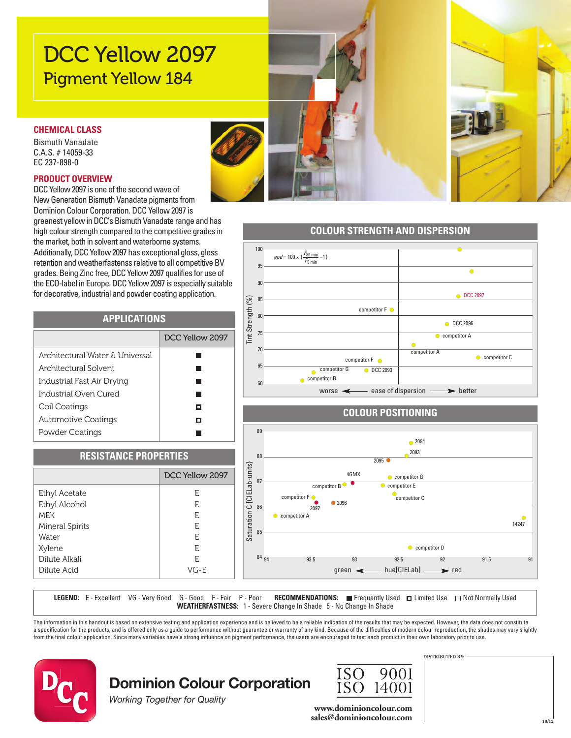# DCC Yellow 2097

## Pigment Yellow 184

### CHEMICAL CLASS

Bismuth Vanadate
C.A.S. # 14059-33
EC 237-898-0

### PRODUCT OVERVIEW

DCC Yellow 2097 is one of the second wave of New Generation Bismuth Vanadate pigments from Dominion Colour Corporation. DCC Yellow 2097 is greenest yellow in DCC's Bismuth Vanadate range and has high colour strength compared to the competitive grades in the market, both in solvent and waterborne systems. Additionally, DCC Yellow 2097 has exceptional gloss, gloss retention and weatherfastenss relative to all competitive BV grades. Being Zinc free, DCC Yellow 2097 qualifies for use of the ECO-label in Europe. DCC Yellow 2097 is especially suitable for decorative, industrial and powder coating application.

### APPLICATIONS

| | DCC Yellow 2097 |
|---|---|
| Architectural Water & Universal | ■ |
| Architectural Solvent | ■ |
| Industrial Fast Air Drying | ■ |
| Industrial Oven Cured | ■ |
| Coil Coatings | ◘ |
| Automotive Coatings | ◘ |
| Powder Coatings | ■ |

### RESISTANCE PROPERTIES

| | DCC Yellow 2097 |
|---|---|
| Ethyl Acetate | E |
| Ethyl Alcohol | E |
| MEK | E |
| Mineral Spirits | E |
| Water | E |
| Xylene | E |
| Dilute Alkali | E |
| Dilute Acid | VG-E |

### COLOUR STRENGTH AND DISPERSION

$eod = 100 \times \left(\frac{F_{80\,min}}{F_{5\,min}} - 1\right)$

Tint Strength (%)

100, 95, 90, 85, 80, 75, 70, 65, 60

DCC 2097
competitor F
DCC 2096
competitor A
competitor A
competitor C
competitor F
competitor G
DCC 2093
competitor B

worse ◄— ease of dispersion —► better

### COLOUR POSITIONING

Saturation C [CIELab-units]

89, 88, 87, 86, 85, 84

2094
2093
2095
4GMX
competitor G
competitor B
competitor E
competitor F
competitor C
2096
2097
competitor A
14247
competitor D

94, 93.5, 93, 92.5, 92, 91.5, 91

green ◄— hue[CIELab] —► red

**LEGEND:** E - Excellent VG - Very Good G - Good F - Fair P - Poor **RECOMMENDATIONS:** ■ Frequently Used ◘ Limited Use □ Not Normally Used
**WEATHERFASTNESS:** 1 - Severe Change In Shade 5 - No Change In Shade

The information in this handout is based on extensive testing and application experience and is believed to be a reliable indication of the results that may be expected. However, the data does not constitute a specification for the products, and is offered only as a guide to performance without guarantee or warranty of any kind. Because of the difficulties of modern colour reproduction, the shades may vary slightly from the final colour application. Since many variables have a strong influence on pigment performance, the users are encouraged to test each product in their own laboratory prior to use.

**Dominion Colour Corporation**
*Working Together for Quality*

ISO 9001
ISO 14001

www.dominioncolour.com
sales@dominioncolour.com

DISTRIBUTED BY:

10/12